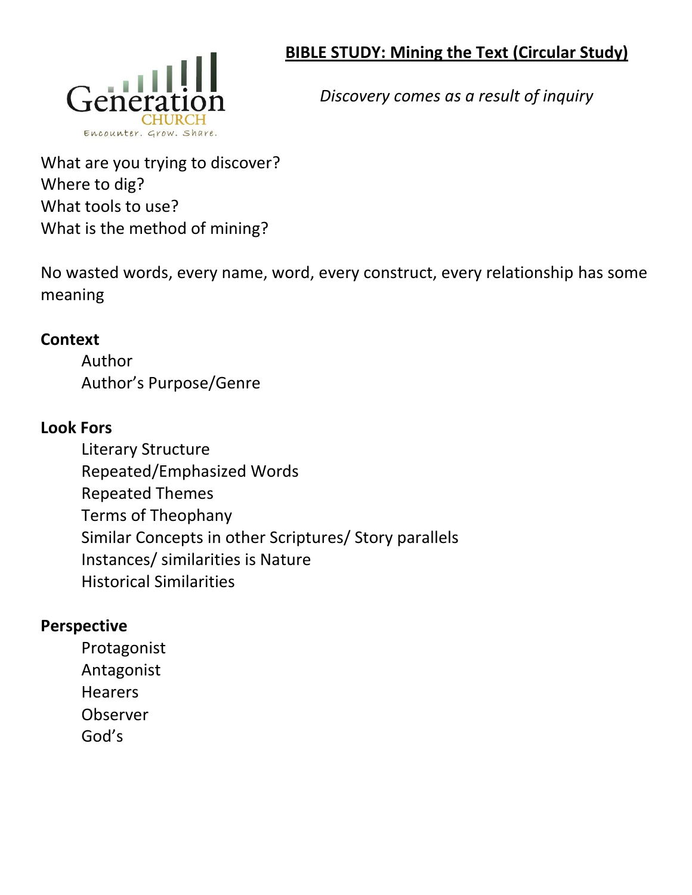# BIBLE STUDY: Mining the Text (Circular Study)

*Discovery comes as a result of inquiry*

What are you trying to discover?
Where to dig?
What tools to use?
What is the method of mining?

No wasted words, every name, word, every construct, every relationship has some meaning

**Context**

- Author
- Author's Purpose/Genre

**Look Fors**

- Literary Structure
- Repeated/Emphasized Words
- Repeated Themes
- Terms of Theophany
- Similar Concepts in other Scriptures/ Story parallels
- Instances/ similarities is Nature
- Historical Similarities

**Perspective**

- Protagonist
- Antagonist
- Hearers
- Observer
- God's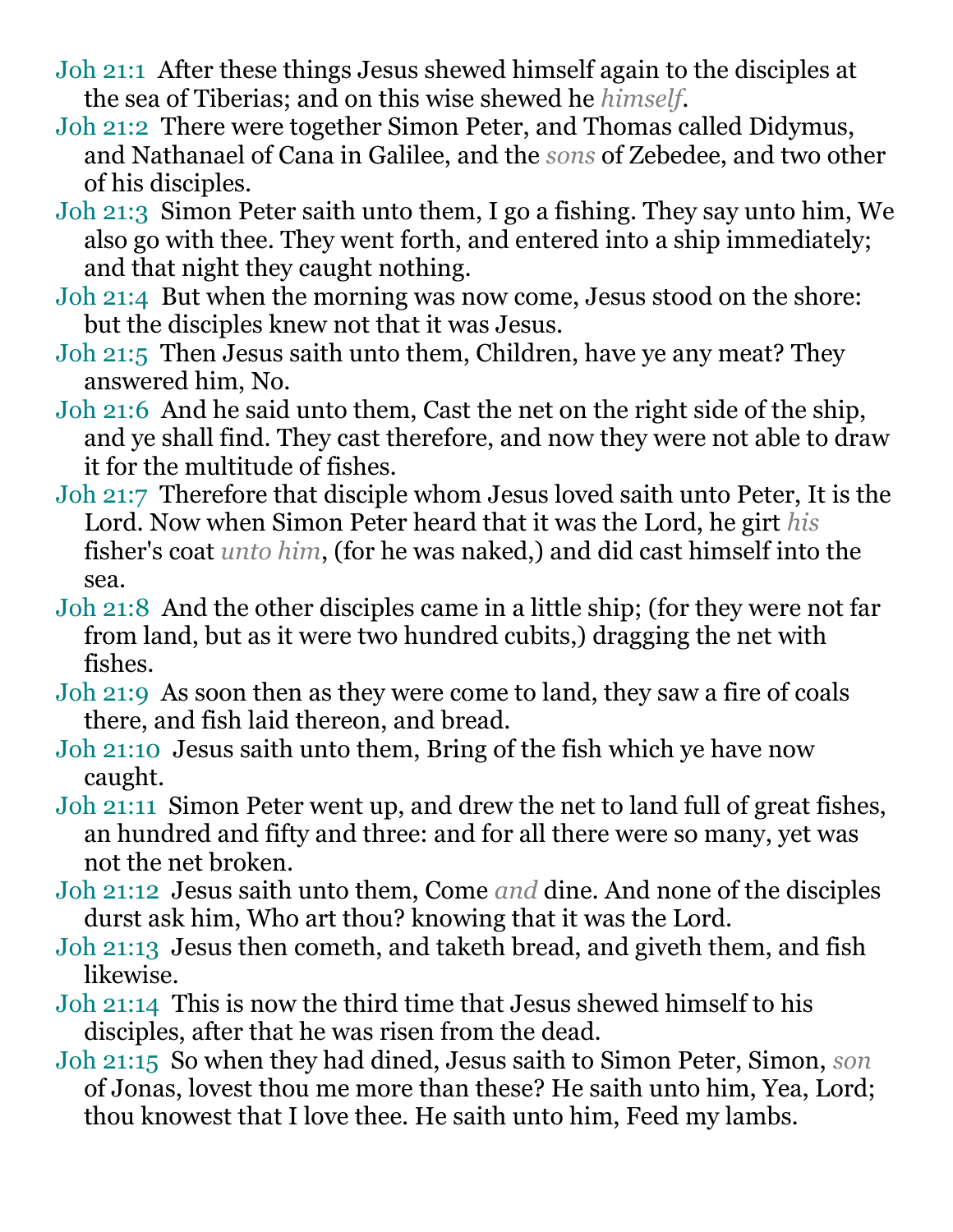Joh 21:1 After these things Jesus shewed himself again to the disciples at the sea of Tiberias; and on this wise shewed he *himself*.

Joh 21:2 There were together Simon Peter, and Thomas called Didymus, and Nathanael of Cana in Galilee, and the *sons* of Zebedee, and two other of his disciples.

Joh 21:3 Simon Peter saith unto them, I go a fishing. They say unto him, We also go with thee. They went forth, and entered into a ship immediately; and that night they caught nothing.

Joh 21:4 But when the morning was now come, Jesus stood on the shore: but the disciples knew not that it was Jesus.

Joh 21:5 Then Jesus saith unto them, Children, have ye any meat? They answered him, No.

Joh 21:6 And he said unto them, Cast the net on the right side of the ship, and ye shall find. They cast therefore, and now they were not able to draw it for the multitude of fishes.

Joh 21:7 Therefore that disciple whom Jesus loved saith unto Peter, It is the Lord. Now when Simon Peter heard that it was the Lord, he girt *his* fisher's coat *unto him*, (for he was naked,) and did cast himself into the sea.

Joh 21:8 And the other disciples came in a little ship; (for they were not far from land, but as it were two hundred cubits,) dragging the net with fishes.

Joh 21:9 As soon then as they were come to land, they saw a fire of coals there, and fish laid thereon, and bread.

Joh 21:10 Jesus saith unto them, Bring of the fish which ye have now caught.

Joh 21:11 Simon Peter went up, and drew the net to land full of great fishes, an hundred and fifty and three: and for all there were so many, yet was not the net broken.

Joh 21:12 Jesus saith unto them, Come *and* dine. And none of the disciples durst ask him, Who art thou? knowing that it was the Lord.

Joh 21:13 Jesus then cometh, and taketh bread, and giveth them, and fish likewise.

Joh 21:14 This is now the third time that Jesus shewed himself to his disciples, after that he was risen from the dead.

Joh 21:15 So when they had dined, Jesus saith to Simon Peter, Simon, *son* of Jonas, lovest thou me more than these? He saith unto him, Yea, Lord; thou knowest that I love thee. He saith unto him, Feed my lambs.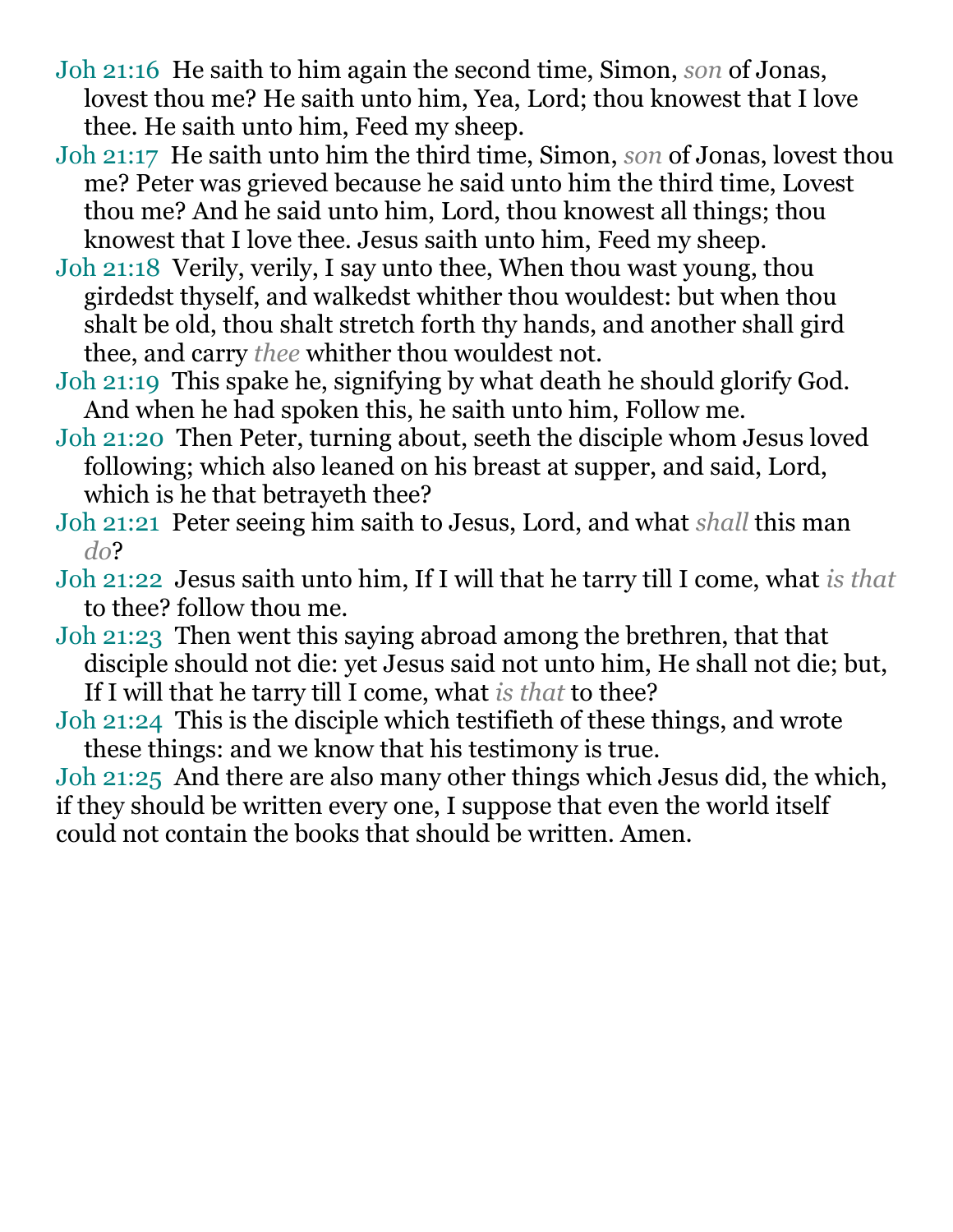Joh 21:16 He saith to him again the second time, Simon, *son* of Jonas, lovest thou me? He saith unto him, Yea, Lord; thou knowest that I love thee. He saith unto him, Feed my sheep.

Joh 21:17 He saith unto him the third time, Simon, *son* of Jonas, lovest thou me? Peter was grieved because he said unto him the third time, Lovest thou me? And he said unto him, Lord, thou knowest all things; thou knowest that I love thee. Jesus saith unto him, Feed my sheep.

Joh 21:18 Verily, verily, I say unto thee, When thou wast young, thou girdedst thyself, and walkedst whither thou wouldest: but when thou shalt be old, thou shalt stretch forth thy hands, and another shall gird thee, and carry *thee* whither thou wouldest not.

Joh 21:19 This spake he, signifying by what death he should glorify God. And when he had spoken this, he saith unto him, Follow me.

Joh 21:20 Then Peter, turning about, seeth the disciple whom Jesus loved following; which also leaned on his breast at supper, and said, Lord, which is he that betrayeth thee?

Joh 21:21 Peter seeing him saith to Jesus, Lord, and what *shall* this man *do*?

Joh 21:22 Jesus saith unto him, If I will that he tarry till I come, what *is that* to thee? follow thou me.

Joh 21:23 Then went this saying abroad among the brethren, that that disciple should not die: yet Jesus said not unto him, He shall not die; but, If I will that he tarry till I come, what *is that* to thee?

Joh 21:24 This is the disciple which testifieth of these things, and wrote these things: and we know that his testimony is true.

Joh 21:25 And there are also many other things which Jesus did, the which, if they should be written every one, I suppose that even the world itself could not contain the books that should be written. Amen.